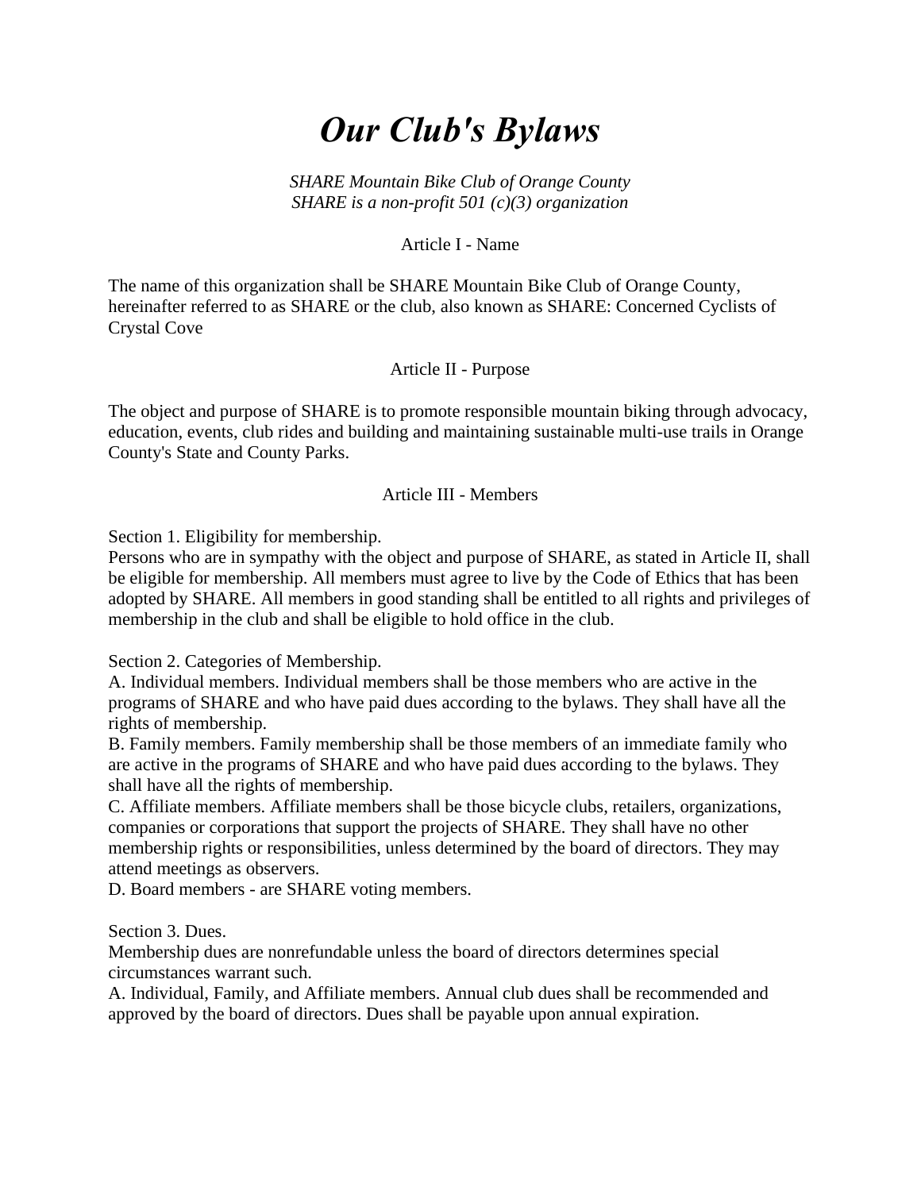# *Our Club's Bylaws*

*SHARE Mountain Bike Club of Orange County*
*SHARE is a non-profit 501 (c)(3) organization*

Article I - Name

The name of this organization shall be SHARE Mountain Bike Club of Orange County, hereinafter referred to as SHARE or the club, also known as SHARE: Concerned Cyclists of Crystal Cove

Article II - Purpose

The object and purpose of SHARE is to promote responsible mountain biking through advocacy, education, events, club rides and building and maintaining sustainable multi-use trails in Orange County's State and County Parks.

Article III - Members

Section 1. Eligibility for membership.
Persons who are in sympathy with the object and purpose of SHARE, as stated in Article II, shall be eligible for membership. All members must agree to live by the Code of Ethics that has been adopted by SHARE. All members in good standing shall be entitled to all rights and privileges of membership in the club and shall be eligible to hold office in the club.

Section 2. Categories of Membership.
A. Individual members. Individual members shall be those members who are active in the programs of SHARE and who have paid dues according to the bylaws. They shall have all the rights of membership.
B. Family members. Family membership shall be those members of an immediate family who are active in the programs of SHARE and who have paid dues according to the bylaws. They shall have all the rights of membership.
C. Affiliate members. Affiliate members shall be those bicycle clubs, retailers, organizations, companies or corporations that support the projects of SHARE. They shall have no other membership rights or responsibilities, unless determined by the board of directors. They may attend meetings as observers.
D. Board members - are SHARE voting members.

Section 3. Dues.
Membership dues are nonrefundable unless the board of directors determines special circumstances warrant such.
A. Individual, Family, and Affiliate members. Annual club dues shall be recommended and approved by the board of directors. Dues shall be payable upon annual expiration.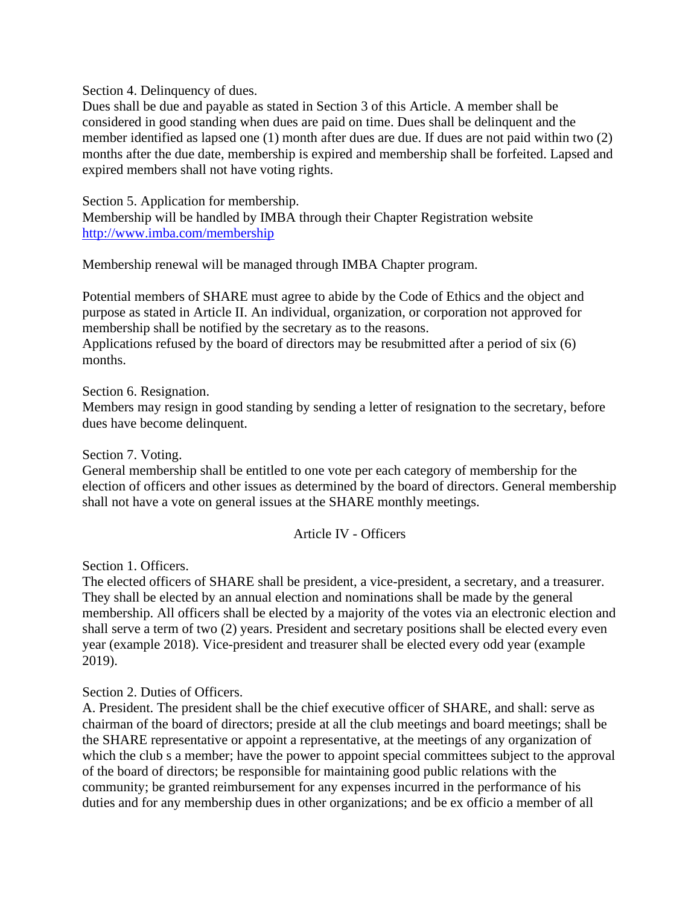Section 4. Delinquency of dues.
Dues shall be due and payable as stated in Section 3 of this Article. A member shall be considered in good standing when dues are paid on time. Dues shall be delinquent and the member identified as lapsed one (1) month after dues are due. If dues are not paid within two (2) months after the due date, membership is expired and membership shall be forfeited. Lapsed and expired members shall not have voting rights.

Section 5. Application for membership.
Membership will be handled by IMBA through their Chapter Registration website [http://www.imba.com/membership](http://www.imba.com/membership)

Membership renewal will be managed through IMBA Chapter program.

Potential members of SHARE must agree to abide by the Code of Ethics and the object and purpose as stated in Article II. An individual, organization, or corporation not approved for membership shall be notified by the secretary as to the reasons.
Applications refused by the board of directors may be resubmitted after a period of six (6) months.

Section 6. Resignation.
Members may resign in good standing by sending a letter of resignation to the secretary, before dues have become delinquent.

Section 7. Voting.
General membership shall be entitled to one vote per each category of membership for the election of officers and other issues as determined by the board of directors. General membership shall not have a vote on general issues at the SHARE monthly meetings.

## Article IV - Officers

Section 1. Officers.
The elected officers of SHARE shall be president, a vice-president, a secretary, and a treasurer. They shall be elected by an annual election and nominations shall be made by the general membership. All officers shall be elected by a majority of the votes via an electronic election and shall serve a term of two (2) years. President and secretary positions shall be elected every even year (example 2018). Vice-president and treasurer shall be elected every odd year (example 2019).

Section 2. Duties of Officers.
A. President. The president shall be the chief executive officer of SHARE, and shall: serve as chairman of the board of directors; preside at all the club meetings and board meetings; shall be the SHARE representative or appoint a representative, at the meetings of any organization of which the club s a member; have the power to appoint special committees subject to the approval of the board of directors; be responsible for maintaining good public relations with the community; be granted reimbursement for any expenses incurred in the performance of his duties and for any membership dues in other organizations; and be ex officio a member of all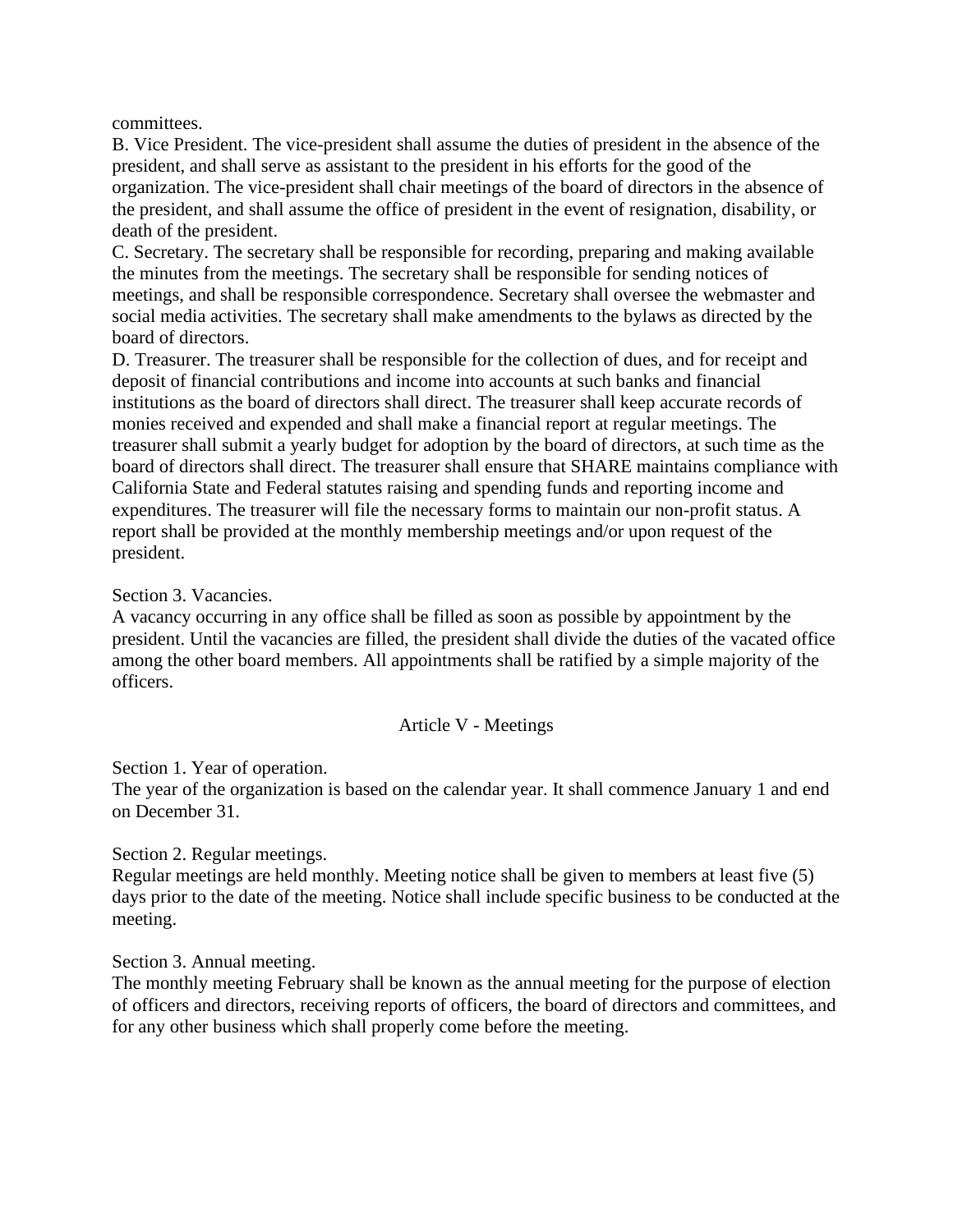committees.

B. Vice President. The vice-president shall assume the duties of president in the absence of the president, and shall serve as assistant to the president in his efforts for the good of the organization. The vice-president shall chair meetings of the board of directors in the absence of the president, and shall assume the office of president in the event of resignation, disability, or death of the president.

C. Secretary. The secretary shall be responsible for recording, preparing and making available the minutes from the meetings. The secretary shall be responsible for sending notices of meetings, and shall be responsible correspondence. Secretary shall oversee the webmaster and social media activities. The secretary shall make amendments to the bylaws as directed by the board of directors.

D. Treasurer. The treasurer shall be responsible for the collection of dues, and for receipt and deposit of financial contributions and income into accounts at such banks and financial institutions as the board of directors shall direct. The treasurer shall keep accurate records of monies received and expended and shall make a financial report at regular meetings. The treasurer shall submit a yearly budget for adoption by the board of directors, at such time as the board of directors shall direct. The treasurer shall ensure that SHARE maintains compliance with California State and Federal statutes raising and spending funds and reporting income and expenditures. The treasurer will file the necessary forms to maintain our non-profit status. A report shall be provided at the monthly membership meetings and/or upon request of the president.

Section 3. Vacancies.

A vacancy occurring in any office shall be filled as soon as possible by appointment by the president. Until the vacancies are filled, the president shall divide the duties of the vacated office among the other board members. All appointments shall be ratified by a simple majority of the officers.

## Article V - Meetings

Section 1. Year of operation.

The year of the organization is based on the calendar year. It shall commence January 1 and end on December 31.

Section 2. Regular meetings.

Regular meetings are held monthly. Meeting notice shall be given to members at least five (5) days prior to the date of the meeting. Notice shall include specific business to be conducted at the meeting.

Section 3. Annual meeting.

The monthly meeting February shall be known as the annual meeting for the purpose of election of officers and directors, receiving reports of officers, the board of directors and committees, and for any other business which shall properly come before the meeting.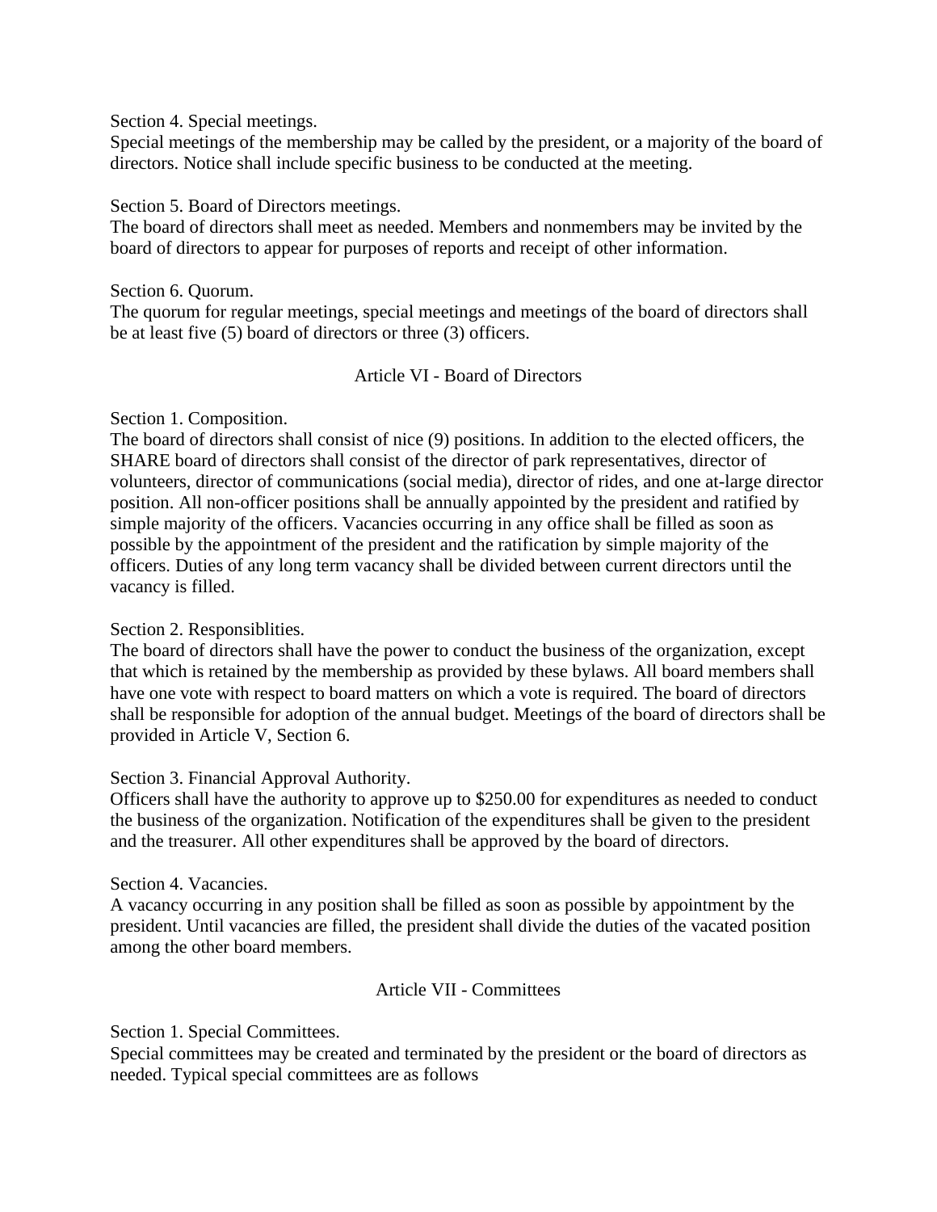Section 4. Special meetings.
Special meetings of the membership may be called by the president, or a majority of the board of directors. Notice shall include specific business to be conducted at the meeting.

Section 5. Board of Directors meetings.
The board of directors shall meet as needed. Members and nonmembers may be invited by the board of directors to appear for purposes of reports and receipt of other information.

Section 6. Quorum.
The quorum for regular meetings, special meetings and meetings of the board of directors shall be at least five (5) board of directors or three (3) officers.

## Article VI - Board of Directors

Section 1. Composition.
The board of directors shall consist of nice (9) positions. In addition to the elected officers, the SHARE board of directors shall consist of the director of park representatives, director of volunteers, director of communications (social media), director of rides, and one at-large director position. All non-officer positions shall be annually appointed by the president and ratified by simple majority of the officers. Vacancies occurring in any office shall be filled as soon as possible by the appointment of the president and the ratification by simple majority of the officers. Duties of any long term vacancy shall be divided between current directors until the vacancy is filled.

Section 2. Responsiblities.
The board of directors shall have the power to conduct the business of the organization, except that which is retained by the membership as provided by these bylaws. All board members shall have one vote with respect to board matters on which a vote is required. The board of directors shall be responsible for adoption of the annual budget. Meetings of the board of directors shall be provided in Article V, Section 6.

Section 3. Financial Approval Authority.
Officers shall have the authority to approve up to $250.00 for expenditures as needed to conduct the business of the organization. Notification of the expenditures shall be given to the president and the treasurer. All other expenditures shall be approved by the board of directors.

Section 4. Vacancies.
A vacancy occurring in any position shall be filled as soon as possible by appointment by the president. Until vacancies are filled, the president shall divide the duties of the vacated position among the other board members.

## Article VII - Committees

Section 1. Special Committees.
Special committees may be created and terminated by the president or the board of directors as needed. Typical special committees are as follows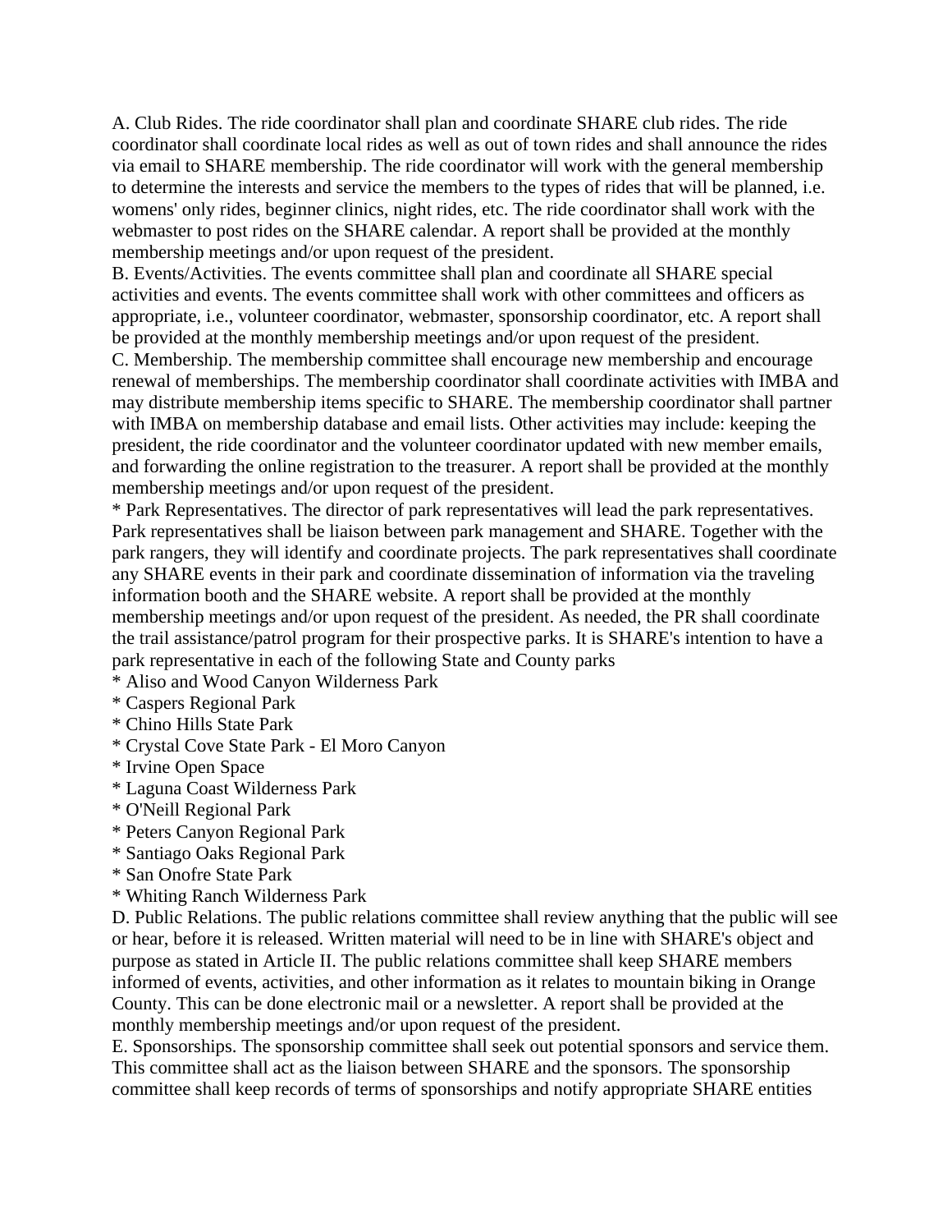A. Club Rides. The ride coordinator shall plan and coordinate SHARE club rides. The ride coordinator shall coordinate local rides as well as out of town rides and shall announce the rides via email to SHARE membership. The ride coordinator will work with the general membership to determine the interests and service the members to the types of rides that will be planned, i.e. womens' only rides, beginner clinics, night rides, etc. The ride coordinator shall work with the webmaster to post rides on the SHARE calendar. A report shall be provided at the monthly membership meetings and/or upon request of the president.
B. Events/Activities. The events committee shall plan and coordinate all SHARE special activities and events. The events committee shall work with other committees and officers as appropriate, i.e., volunteer coordinator, webmaster, sponsorship coordinator, etc. A report shall be provided at the monthly membership meetings and/or upon request of the president.
C. Membership. The membership committee shall encourage new membership and encourage renewal of memberships. The membership coordinator shall coordinate activities with IMBA and may distribute membership items specific to SHARE. The membership coordinator shall partner with IMBA on membership database and email lists. Other activities may include: keeping the president, the ride coordinator and the volunteer coordinator updated with new member emails, and forwarding the online registration to the treasurer. A report shall be provided at the monthly membership meetings and/or upon request of the president.
* Park Representatives. The director of park representatives will lead the park representatives. Park representatives shall be liaison between park management and SHARE. Together with the park rangers, they will identify and coordinate projects. The park representatives shall coordinate any SHARE events in their park and coordinate dissemination of information via the traveling information booth and the SHARE website. A report shall be provided at the monthly membership meetings and/or upon request of the president. As needed, the PR shall coordinate the trail assistance/patrol program for their prospective parks. It is SHARE's intention to have a park representative in each of the following State and County parks
* Aliso and Wood Canyon Wilderness Park
* Caspers Regional Park
* Chino Hills State Park
* Crystal Cove State Park - El Moro Canyon
* Irvine Open Space
* Laguna Coast Wilderness Park
* O'Neill Regional Park
* Peters Canyon Regional Park
* Santiago Oaks Regional Park
* San Onofre State Park
* Whiting Ranch Wilderness Park

D. Public Relations. The public relations committee shall review anything that the public will see or hear, before it is released. Written material will need to be in line with SHARE's object and purpose as stated in Article II. The public relations committee shall keep SHARE members informed of events, activities, and other information as it relates to mountain biking in Orange County. This can be done electronic mail or a newsletter. A report shall be provided at the monthly membership meetings and/or upon request of the president.
E. Sponsorships. The sponsorship committee shall seek out potential sponsors and service them. This committee shall act as the liaison between SHARE and the sponsors. The sponsorship committee shall keep records of terms of sponsorships and notify appropriate SHARE entities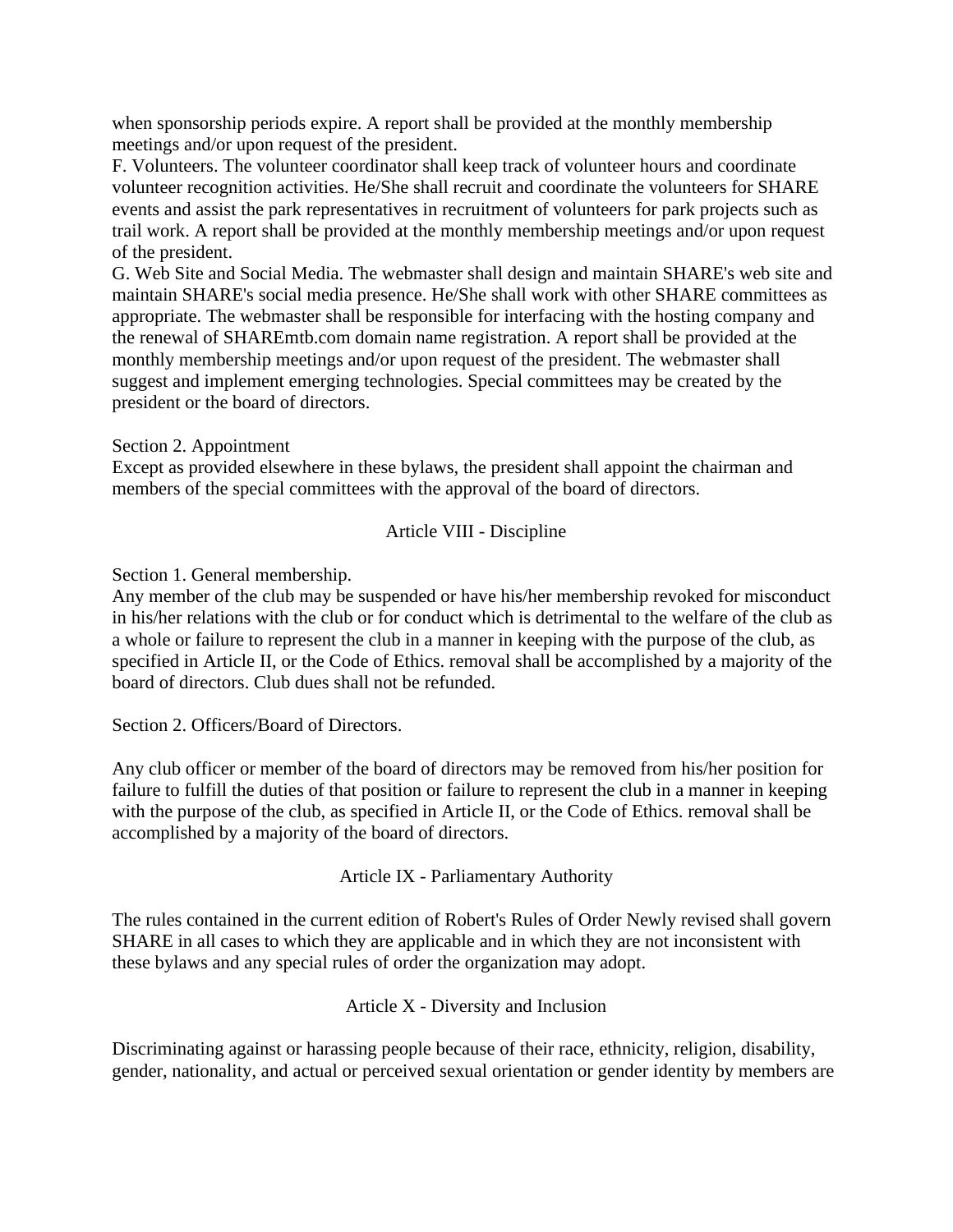when sponsorship periods expire. A report shall be provided at the monthly membership meetings and/or upon request of the president.

F. Volunteers. The volunteer coordinator shall keep track of volunteer hours and coordinate volunteer recognition activities. He/She shall recruit and coordinate the volunteers for SHARE events and assist the park representatives in recruitment of volunteers for park projects such as trail work. A report shall be provided at the monthly membership meetings and/or upon request of the president.

G. Web Site and Social Media. The webmaster shall design and maintain SHARE's web site and maintain SHARE's social media presence. He/She shall work with other SHARE committees as appropriate. The webmaster shall be responsible for interfacing with the hosting company and the renewal of SHAREmtb.com domain name registration. A report shall be provided at the monthly membership meetings and/or upon request of the president. The webmaster shall suggest and implement emerging technologies. Special committees may be created by the president or the board of directors.

Section 2. Appointment

Except as provided elsewhere in these bylaws, the president shall appoint the chairman and members of the special committees with the approval of the board of directors.

## Article VIII - Discipline

Section 1. General membership.

Any member of the club may be suspended or have his/her membership revoked for misconduct in his/her relations with the club or for conduct which is detrimental to the welfare of the club as a whole or failure to represent the club in a manner in keeping with the purpose of the club, as specified in Article II, or the Code of Ethics. removal shall be accomplished by a majority of the board of directors. Club dues shall not be refunded.

Section 2. Officers/Board of Directors.

Any club officer or member of the board of directors may be removed from his/her position for failure to fulfill the duties of that position or failure to represent the club in a manner in keeping with the purpose of the club, as specified in Article II, or the Code of Ethics. removal shall be accomplished by a majority of the board of directors.

## Article IX - Parliamentary Authority

The rules contained in the current edition of Robert's Rules of Order Newly revised shall govern SHARE in all cases to which they are applicable and in which they are not inconsistent with these bylaws and any special rules of order the organization may adopt.

## Article X - Diversity and Inclusion

Discriminating against or harassing people because of their race, ethnicity, religion, disability, gender, nationality, and actual or perceived sexual orientation or gender identity by members are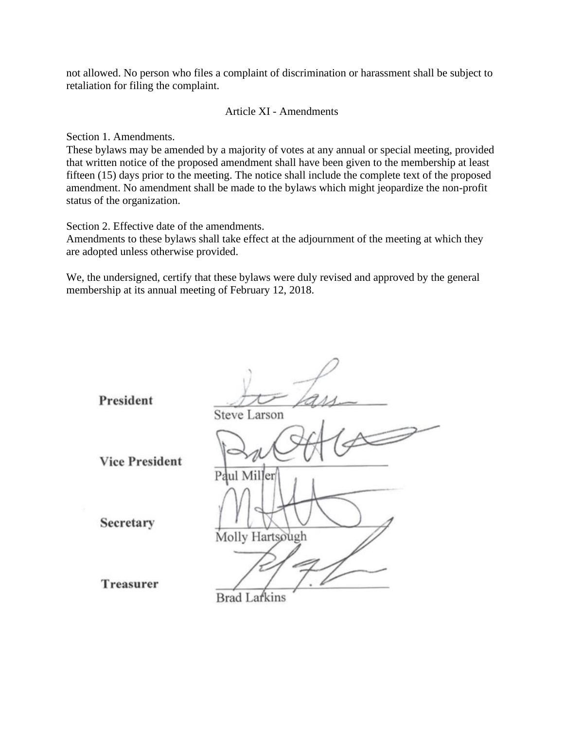not allowed. No person who files a complaint of discrimination or harassment shall be subject to retaliation for filing the complaint.

## Article XI - Amendments

Section 1. Amendments.
These bylaws may be amended by a majority of votes at any annual or special meeting, provided that written notice of the proposed amendment shall have been given to the membership at least fifteen (15) days prior to the meeting. The notice shall include the complete text of the proposed amendment. No amendment shall be made to the bylaws which might jeopardize the non-profit status of the organization.

Section 2. Effective date of the amendments.
Amendments to these bylaws shall take effect at the adjournment of the meeting at which they are adopted unless otherwise provided.

We, the undersigned, certify that these bylaws were duly revised and approved by the general membership at its annual meeting of February 12, 2018.

**President** Steve Larson

**Vice President** Paul Miller

**Secretary** Molly Hartsough

**Treasurer** Brad Larkins